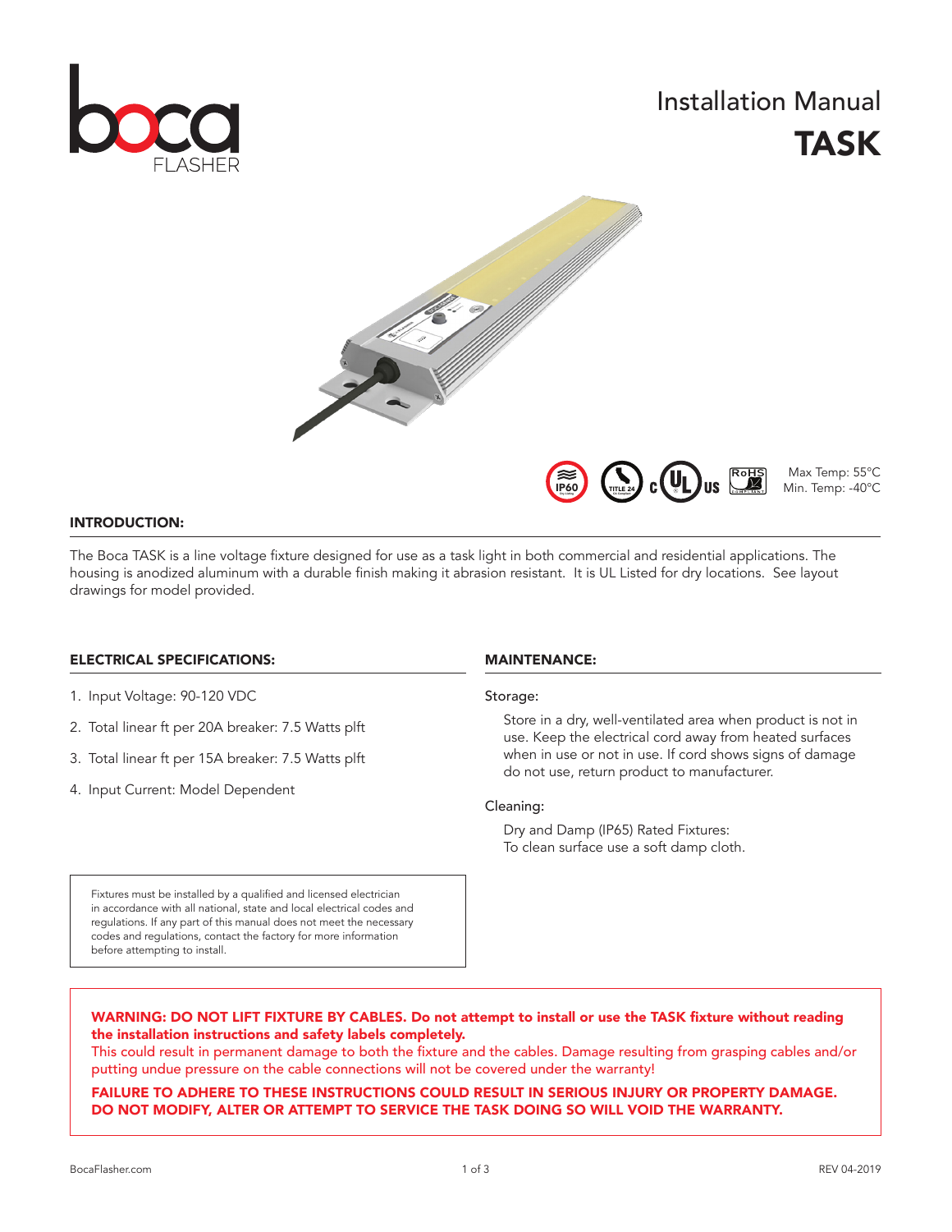# Installation Manual

# TASK

Max Temp: 55°C
Min. Temp: -40°C

## INTRODUCTION:

The Boca TASK is a line voltage fixture designed for use as a task light in both commercial and residential applications. The housing is anodized aluminum with a durable finish making it abrasion resistant. It is UL Listed for dry locations. See layout drawings for model provided.

## ELECTRICAL SPECIFICATIONS:

1. Input Voltage: 90-120 VDC
2. Total linear ft per 20A breaker: 7.5 Watts plft
3. Total linear ft per 15A breaker: 7.5 Watts plft
4. Input Current: Model Dependent

Fixtures must be installed by a qualified and licensed electrician in accordance with all national, state and local electrical codes and regulations. If any part of this manual does not meet the necessary codes and regulations, contact the factory for more information before attempting to install.

## MAINTENANCE:

Storage:

Store in a dry, well-ventilated area when product is not in use. Keep the electrical cord away from heated surfaces when in use or not in use. If cord shows signs of damage do not use, return product to manufacturer.

Cleaning:

Dry and Damp (IP65) Rated Fixtures:
To clean surface use a soft damp cloth.

**WARNING: DO NOT LIFT FIXTURE BY CABLES. Do not attempt to install or use the TASK fixture without reading the installation instructions and safety labels completely.**
This could result in permanent damage to both the fixture and the cables. Damage resulting from grasping cables and/or putting undue pressure on the cable connections will not be covered under the warranty!

**FAILURE TO ADHERE TO THESE INSTRUCTIONS COULD RESULT IN SERIOUS INJURY OR PROPERTY DAMAGE. DO NOT MODIFY, ALTER OR ATTEMPT TO SERVICE THE TASK DOING SO WILL VOID THE WARRANTY.**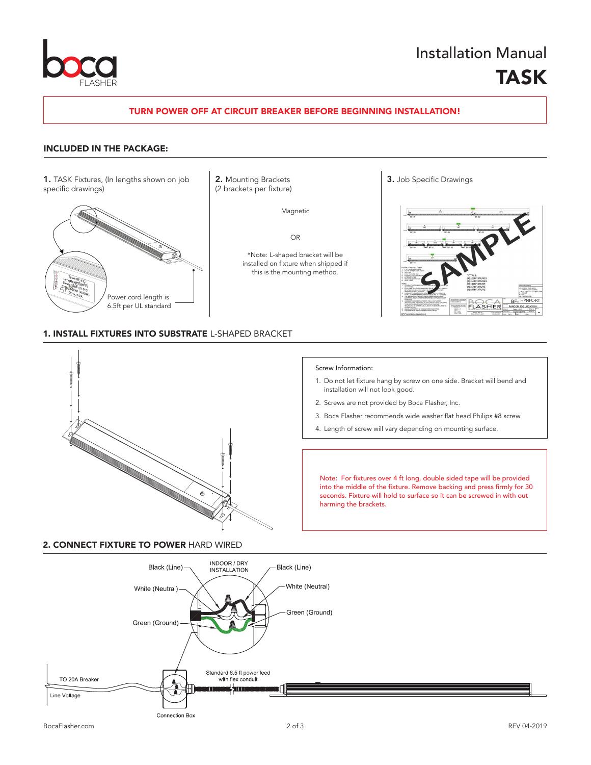Installation Manual

# TASK

**TURN POWER OFF AT CIRCUIT BREAKER BEFORE BEGINNING INSTALLATION!**

## INCLUDED IN THE PACKAGE:

**1.** TASK Fixtures, (In lengths shown on job specific drawings)

Power cord length is 6.5ft per UL standard

**2.** Mounting Brackets (2 brackets per fixture)

Magnetic

OR

*Note: L-shaped bracket will be installed on fixture when shipped if this is the mounting method.

**3.** Job Specific Drawings

## 1. INSTALL FIXTURES INTO SUBSTRATE L-SHAPED BRACKET

Screw Information:

1. Do not let fixture hang by screw on one side. Bracket will bend and installation will not look good.
2. Screws are not provided by Boca Flasher, Inc.
3. Boca Flasher recommends wide washer flat head Philips #8 screw.
4. Length of screw will vary depending on mounting surface.

Note: For fixtures over 4 ft long, double sided tape will be provided into the middle of the fixture. Remove backing and press firmly for 30 seconds. Fixture will hold to surface so it can be screwed in with out harming the brackets.

## 2. CONNECT FIXTURE TO POWER HARD WIRED

INDOOR / DRY INSTALLATION

Black (Line) — Black (Line)

White (Neutral) — White (Neutral)

Green (Ground) — Green (Ground)

TO 20A Breaker

Line Voltage

Connection Box

Standard 6.5 ft power feed with flex conduit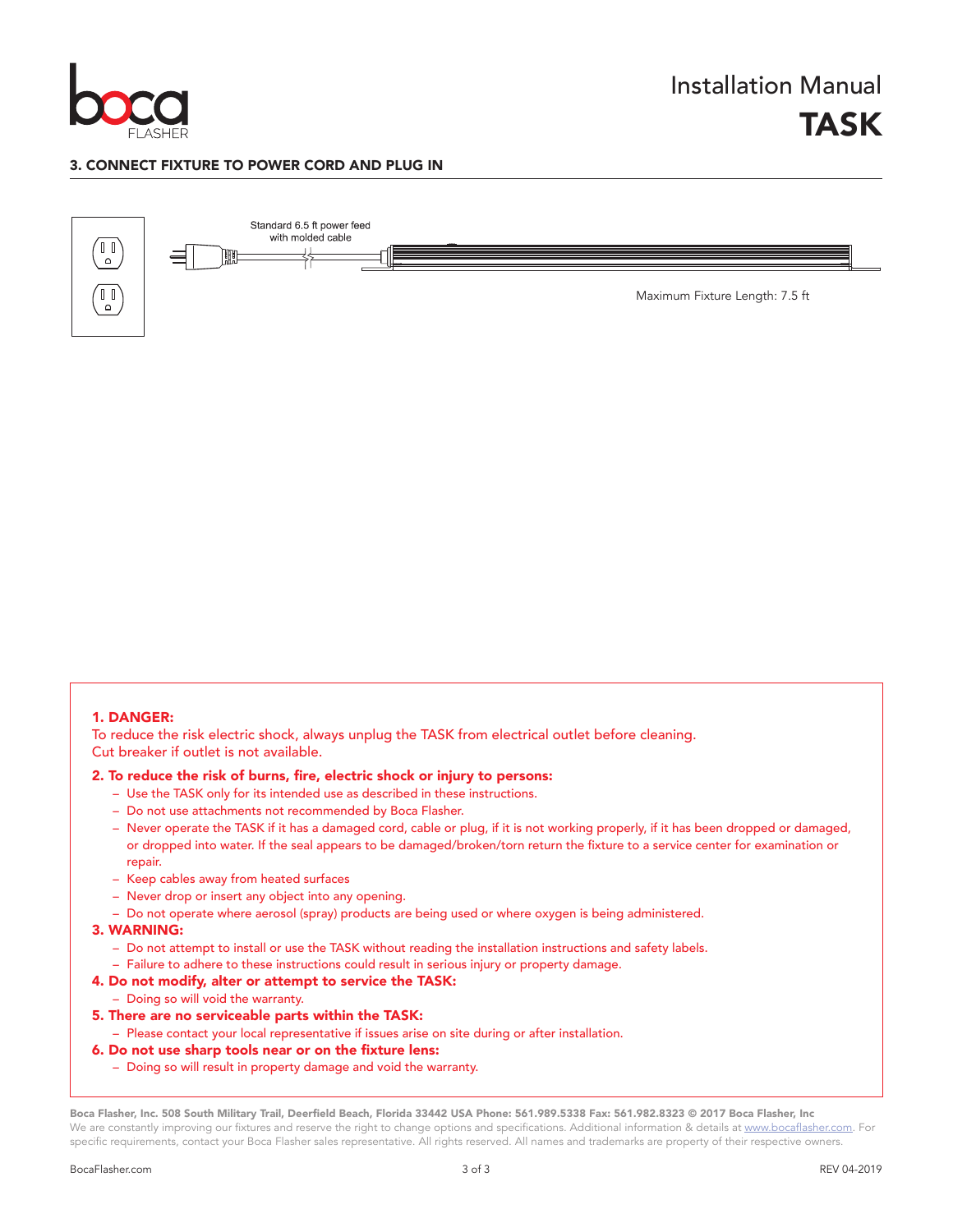## 3. CONNECT FIXTURE TO POWER CORD AND PLUG IN

Standard 6.5 ft power feed with molded cable

Maximum Fixture Length: 7.5 ft

**1. DANGER:**

To reduce the risk electric shock, always unplug the TASK from electrical outlet before cleaning.
Cut breaker if outlet is not available.

**2. To reduce the risk of burns, fire, electric shock or injury to persons:**

- Use the TASK only for its intended use as described in these instructions.
- Do not use attachments not recommended by Boca Flasher.
- Never operate the TASK if it has a damaged cord, cable or plug, if it is not working properly, if it has been dropped or damaged, or dropped into water. If the seal appears to be damaged/broken/torn return the fixture to a service center for examination or repair.
- Keep cables away from heated surfaces
- Never drop or insert any object into any opening.
- Do not operate where aerosol (spray) products are being used or where oxygen is being administered.

**3. WARNING:**

- Do not attempt to install or use the TASK without reading the installation instructions and safety labels.
- Failure to adhere to these instructions could result in serious injury or property damage.

**4. Do not modify, alter or attempt to service the TASK:**

- Doing so will void the warranty.

**5. There are no serviceable parts within the TASK:**

- Please contact your local representative if issues arise on site during or after installation.

**6. Do not use sharp tools near or on the fixture lens:**

- Doing so will result in property damage and void the warranty.

**Boca Flasher, Inc. 508 South Military Trail, Deerfield Beach, Florida 33442 USA Phone: 561.989.5338 Fax: 561.982.8323 © 2017 Boca Flasher, Inc**
We are constantly improving our fixtures and reserve the right to change options and specifications. Additional information & details at www.bocaflasher.com. For specific requirements, contact your Boca Flasher sales representative. All rights reserved. All names and trademarks are property of their respective owners.